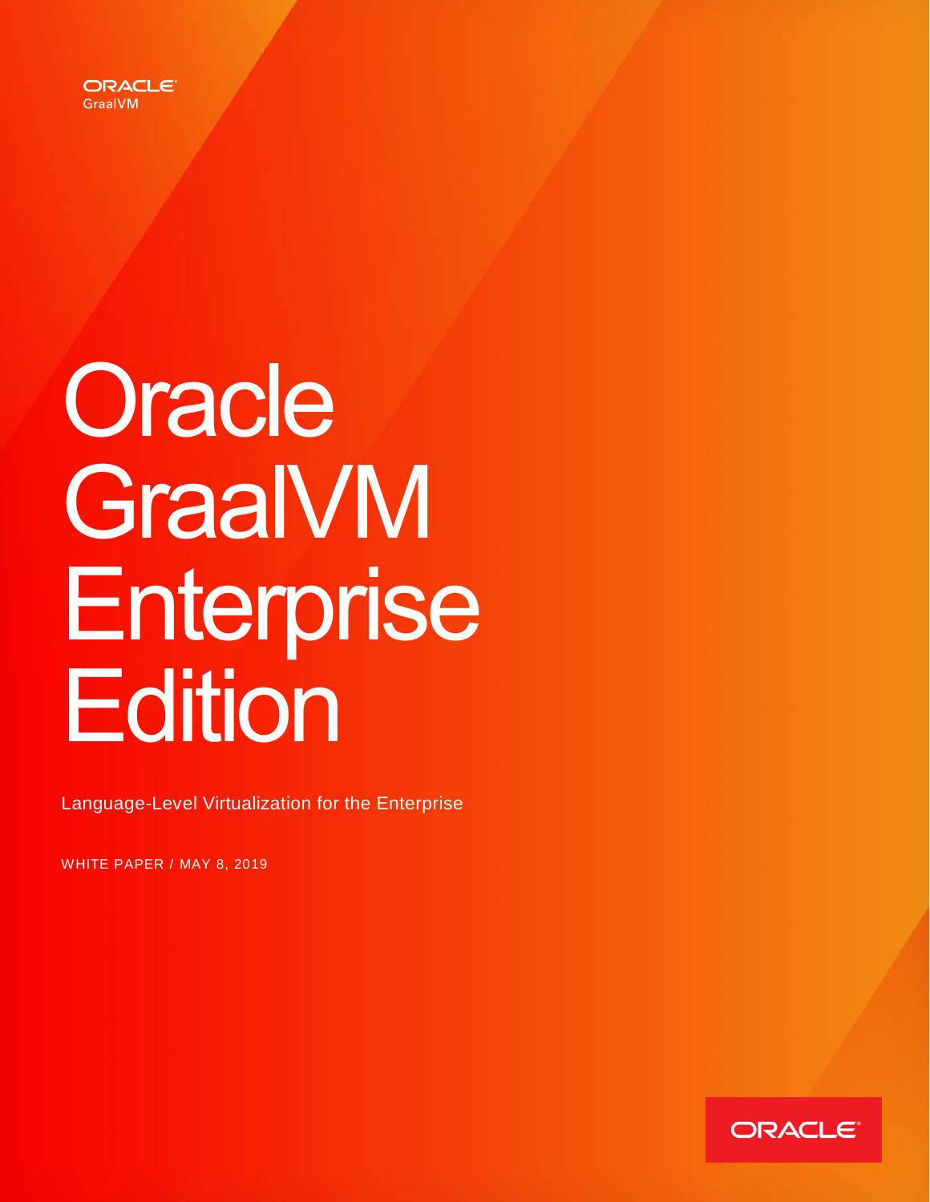ORACLE
GraalVM

# Oracle GraalVM Enterprise Edition

Language-Level Virtualization for the Enterprise

WHITE PAPER / MAY 8, 2019

ORACLE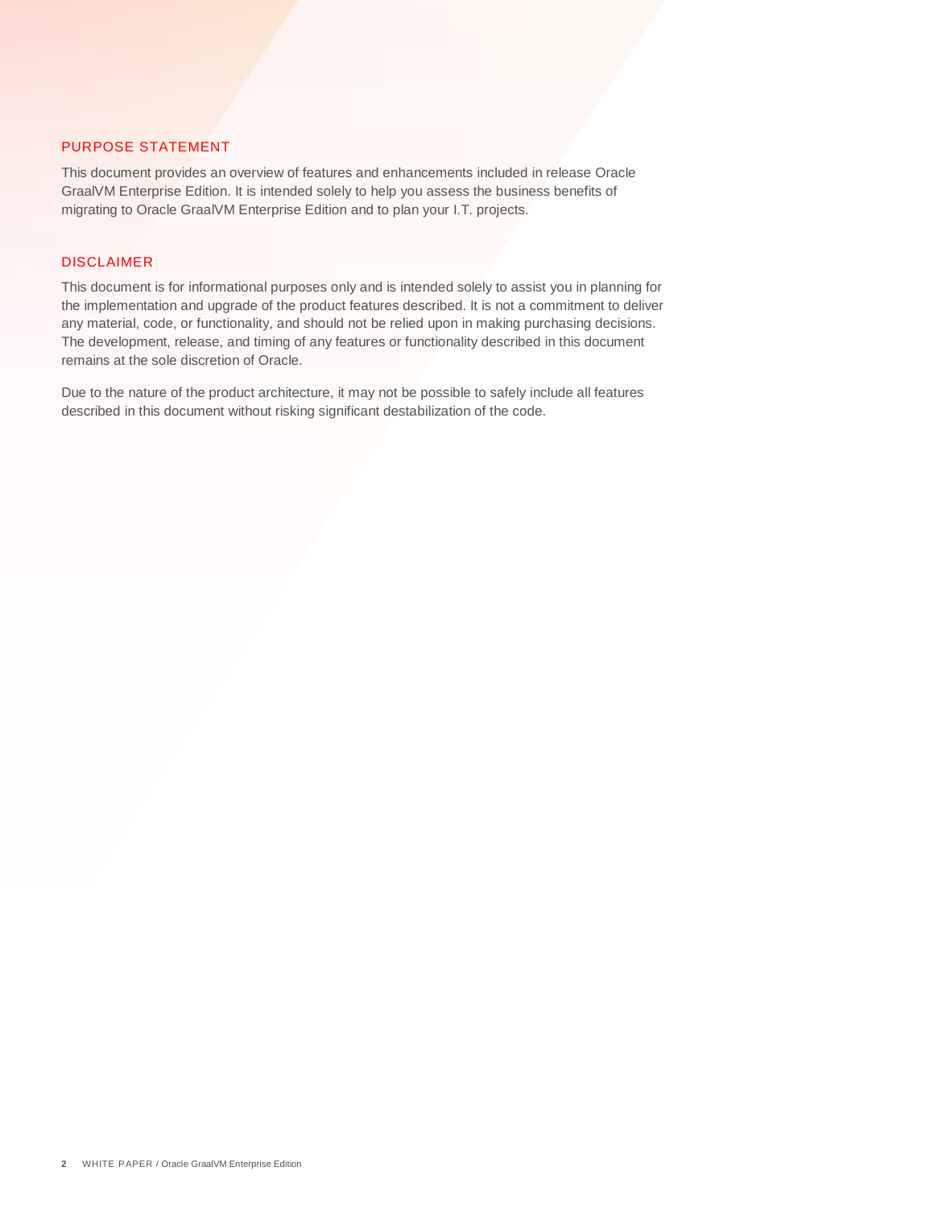## PURPOSE STATEMENT

This document provides an overview of features and enhancements included in release Oracle GraalVM Enterprise Edition. It is intended solely to help you assess the business benefits of migrating to Oracle GraalVM Enterprise Edition and to plan your I.T. projects.

## DISCLAIMER

This document is for informational purposes only and is intended solely to assist you in planning for the implementation and upgrade of the product features described. It is not a commitment to deliver any material, code, or functionality, and should not be relied upon in making purchasing decisions. The development, release, and timing of any features or functionality described in this document remains at the sole discretion of Oracle.

Due to the nature of the product architecture, it may not be possible to safely include all features described in this document without risking significant destabilization of the code.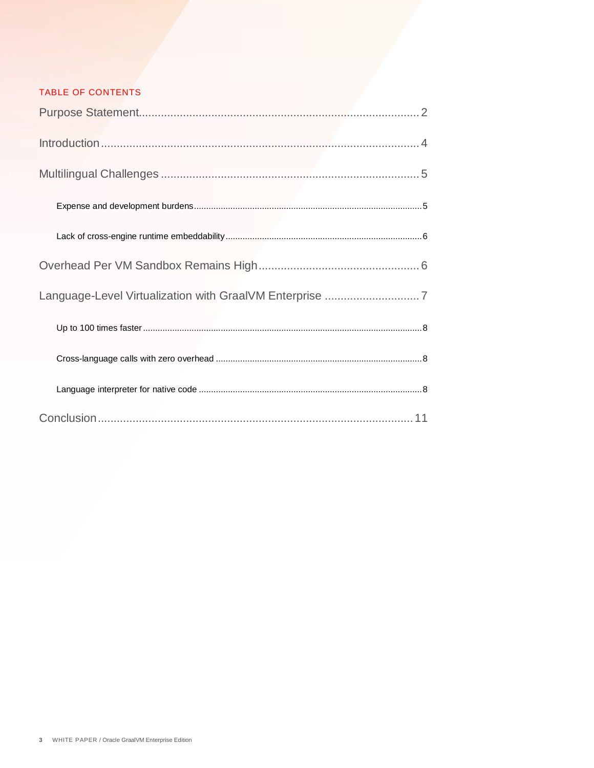TABLE OF CONTENTS

Purpose Statement........................................................................................ 2

Introduction.................................................................................................... 4

Multilingual Challenges ................................................................................. 5

Expense and development burdens............................................................................................. 5

Lack of cross-engine runtime embeddability................................................................................ 6

Overhead Per VM Sandbox Remains High................................................... 6

Language-Level Virtualization with GraalVM Enterprise .............................. 7

Up to 100 times faster.................................................................................................................. 8

Cross-language calls with zero overhead .................................................................................... 8

Language interpreter for native code ........................................................................................... 8

Conclusion.................................................................................................... 11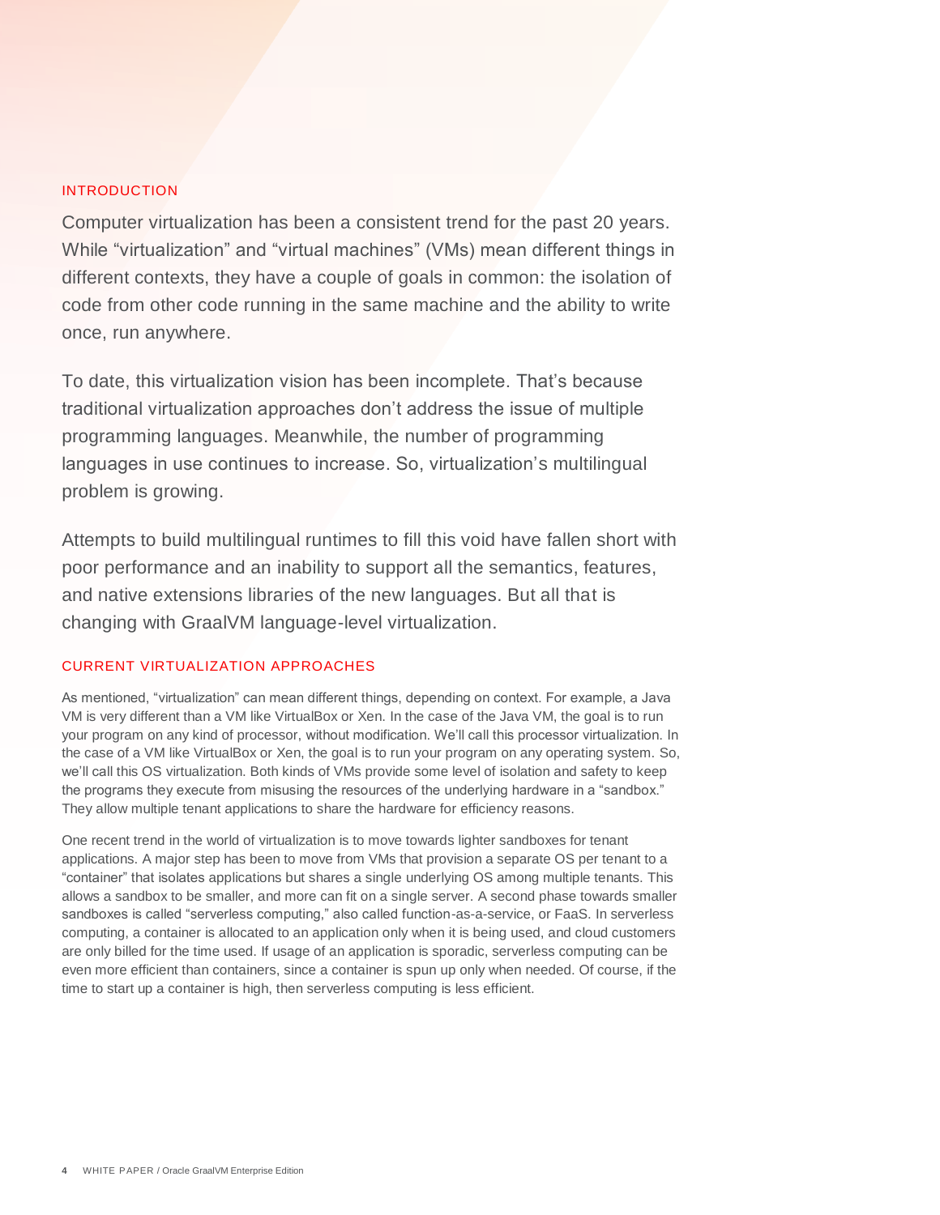## INTRODUCTION

Computer virtualization has been a consistent trend for the past 20 years. While “virtualization” and “virtual machines” (VMs) mean different things in different contexts, they have a couple of goals in common: the isolation of code from other code running in the same machine and the ability to write once, run anywhere.

To date, this virtualization vision has been incomplete. That’s because traditional virtualization approaches don’t address the issue of multiple programming languages. Meanwhile, the number of programming languages in use continues to increase. So, virtualization’s multilingual problem is growing.

Attempts to build multilingual runtimes to fill this void have fallen short with poor performance and an inability to support all the semantics, features, and native extensions libraries of the new languages. But all that is changing with GraalVM language-level virtualization.

## CURRENT VIRTUALIZATION APPROACHES

As mentioned, “virtualization” can mean different things, depending on context. For example, a Java VM is very different than a VM like VirtualBox or Xen. In the case of the Java VM, the goal is to run your program on any kind of processor, without modification. We’ll call this processor virtualization. In the case of a VM like VirtualBox or Xen, the goal is to run your program on any operating system. So, we’ll call this OS virtualization. Both kinds of VMs provide some level of isolation and safety to keep the programs they execute from misusing the resources of the underlying hardware in a “sandbox.” They allow multiple tenant applications to share the hardware for efficiency reasons.

One recent trend in the world of virtualization is to move towards lighter sandboxes for tenant applications. A major step has been to move from VMs that provision a separate OS per tenant to a “container” that isolates applications but shares a single underlying OS among multiple tenants. This allows a sandbox to be smaller, and more can fit on a single server. A second phase towards smaller sandboxes is called “serverless computing,” also called function-as-a-service, or FaaS. In serverless computing, a container is allocated to an application only when it is being used, and cloud customers are only billed for the time used. If usage of an application is sporadic, serverless computing can be even more efficient than containers, since a container is spun up only when needed. Of course, if the time to start up a container is high, then serverless computing is less efficient.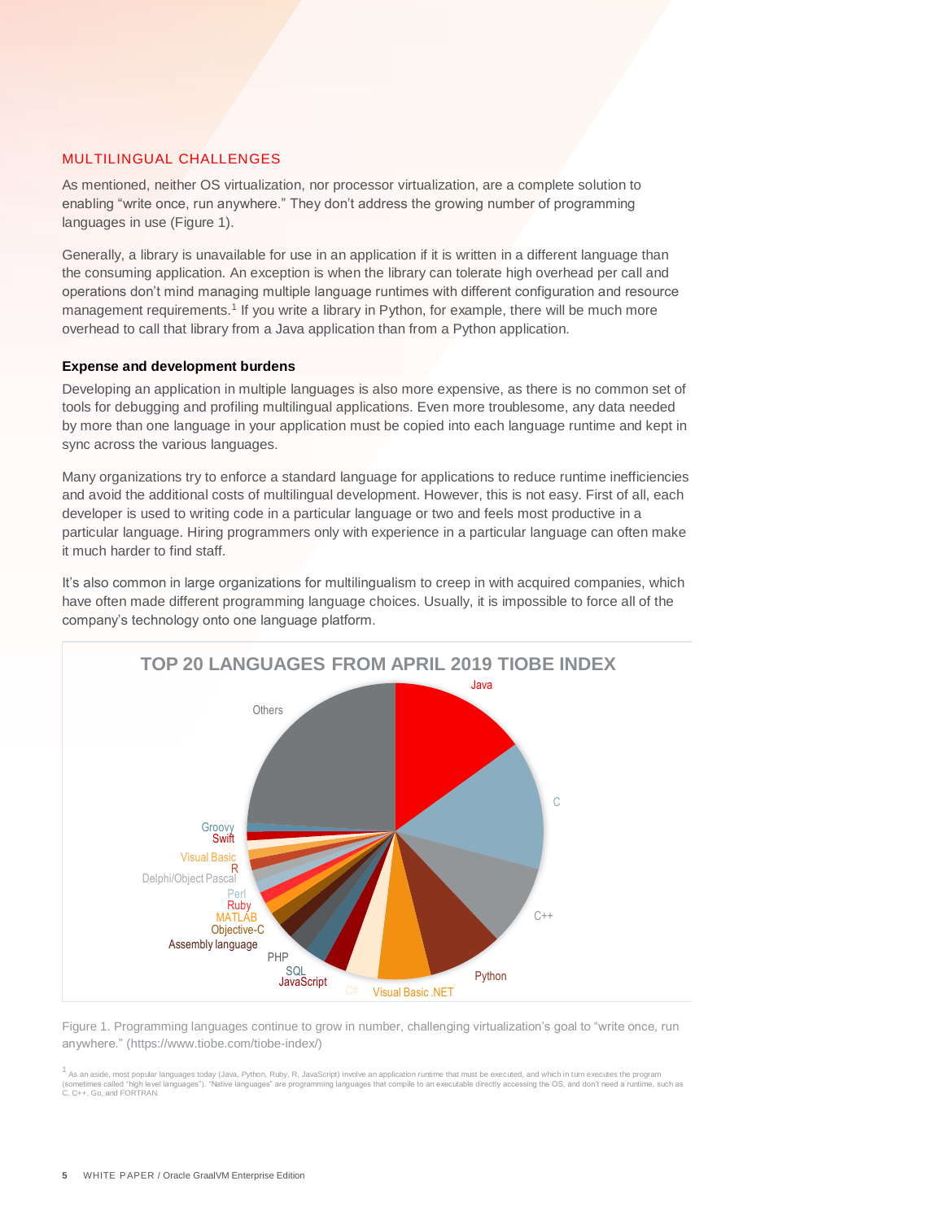## MULTILINGUAL CHALLENGES

As mentioned, neither OS virtualization, nor processor virtualization, are a complete solution to enabling "write once, run anywhere." They don't address the growing number of programming languages in use (Figure 1).

Generally, a library is unavailable for use in an application if it is written in a different language than the consuming application. An exception is when the library can tolerate high overhead per call and operations don't mind managing multiple language runtimes with different configuration and resource management requirements.[1] If you write a library in Python, for example, there will be much more overhead to call that library from a Java application than from a Python application.

### Expense and development burdens

Developing an application in multiple languages is also more expensive, as there is no common set of tools for debugging and profiling multilingual applications. Even more troublesome, any data needed by more than one language in your application must be copied into each language runtime and kept in sync across the various languages.

Many organizations try to enforce a standard language for applications to reduce runtime inefficiencies and avoid the additional costs of multilingual development. However, this is not easy. First of all, each developer is used to writing code in a particular language or two and feels most productive in a particular language. Hiring programmers only with experience in a particular language can often make it much harder to find staff.

It's also common in large organizations for multilingualism to creep in with acquired companies, which have often made different programming language choices. Usually, it is impossible to force all of the company's technology onto one language platform.

**TOP 20 LANGUAGES FROM APRIL 2019 TIOBE INDEX**

Java, C, C++, Python, Visual Basic .NET, C#, JavaScript, SQL, PHP, Assembly language, Objective-C, MATLAB, Ruby, Perl, Delphi/Object Pascal, R, Visual Basic, Go, Swift, Groovy, Others

Figure 1. Programming languages continue to grow in number, challenging virtualization's goal to "write once, run anywhere." (https://www.tiobe.com/tiobe-index/)

[1] As an aside, most popular languages today (Java, Python, Ruby, R, JavaScript) involve an application runtime that must be executed, and which in turn executes the program (sometimes called "high level languages"). "Native languages" are programming languages that compile to an executable directly accessing the OS, and don't need a runtime, such as C, C++, Go, and FORTRAN.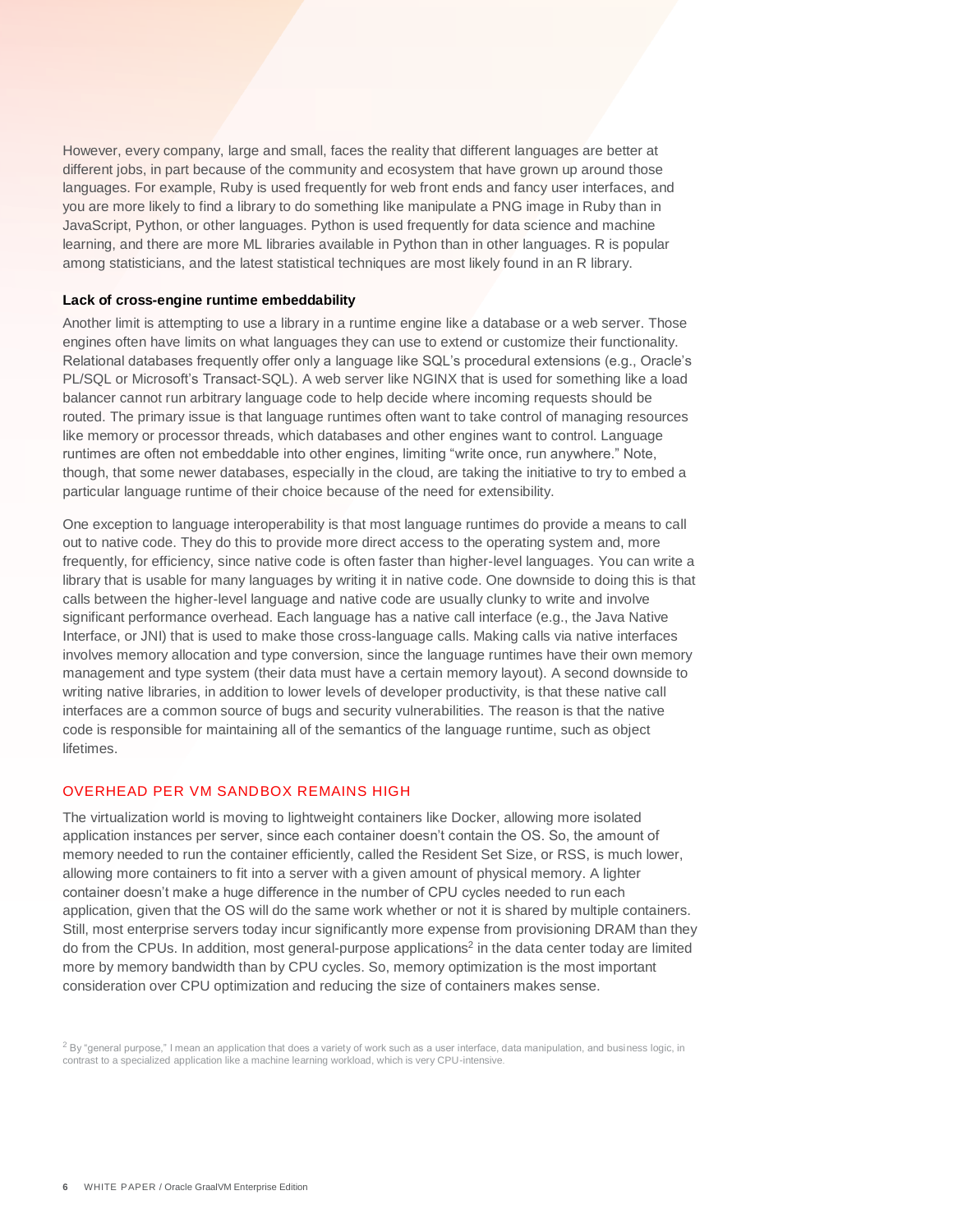However, every company, large and small, faces the reality that different languages are better at different jobs, in part because of the community and ecosystem that have grown up around those languages. For example, Ruby is used frequently for web front ends and fancy user interfaces, and you are more likely to find a library to do something like manipulate a PNG image in Ruby than in JavaScript, Python, or other languages. Python is used frequently for data science and machine learning, and there are more ML libraries available in Python than in other languages. R is popular among statisticians, and the latest statistical techniques are most likely found in an R library.

#### Lack of cross-engine runtime embeddability

Another limit is attempting to use a library in a runtime engine like a database or a web server. Those engines often have limits on what languages they can use to extend or customize their functionality. Relational databases frequently offer only a language like SQL's procedural extensions (e.g., Oracle's PL/SQL or Microsoft's Transact-SQL). A web server like NGINX that is used for something like a load balancer cannot run arbitrary language code to help decide where incoming requests should be routed. The primary issue is that language runtimes often want to take control of managing resources like memory or processor threads, which databases and other engines want to control. Language runtimes are often not embeddable into other engines, limiting "write once, run anywhere." Note, though, that some newer databases, especially in the cloud, are taking the initiative to try to embed a particular language runtime of their choice because of the need for extensibility.

One exception to language interoperability is that most language runtimes do provide a means to call out to native code. They do this to provide more direct access to the operating system and, more frequently, for efficiency, since native code is often faster than higher-level languages. You can write a library that is usable for many languages by writing it in native code. One downside to doing this is that calls between the higher-level language and native code are usually clunky to write and involve significant performance overhead. Each language has a native call interface (e.g., the Java Native Interface, or JNI) that is used to make those cross-language calls. Making calls via native interfaces involves memory allocation and type conversion, since the language runtimes have their own memory management and type system (their data must have a certain memory layout). A second downside to writing native libraries, in addition to lower levels of developer productivity, is that these native call interfaces are a common source of bugs and security vulnerabilities. The reason is that the native code is responsible for maintaining all of the semantics of the language runtime, such as object lifetimes.

### OVERHEAD PER VM SANDBOX REMAINS HIGH

The virtualization world is moving to lightweight containers like Docker, allowing more isolated application instances per server, since each container doesn't contain the OS. So, the amount of memory needed to run the container efficiently, called the Resident Set Size, or RSS, is much lower, allowing more containers to fit into a server with a given amount of physical memory. A lighter container doesn't make a huge difference in the number of CPU cycles needed to run each application, given that the OS will do the same work whether or not it is shared by multiple containers. Still, most enterprise servers today incur significantly more expense from provisioning DRAM than they do from the CPUs. In addition, most general-purpose applications[2] in the data center today are limited more by memory bandwidth than by CPU cycles. So, memory optimization is the most important consideration over CPU optimization and reducing the size of containers makes sense.

[2] By "general purpose," I mean an application that does a variety of work such as a user interface, data manipulation, and business logic, in contrast to a specialized application like a machine learning workload, which is very CPU-intensive.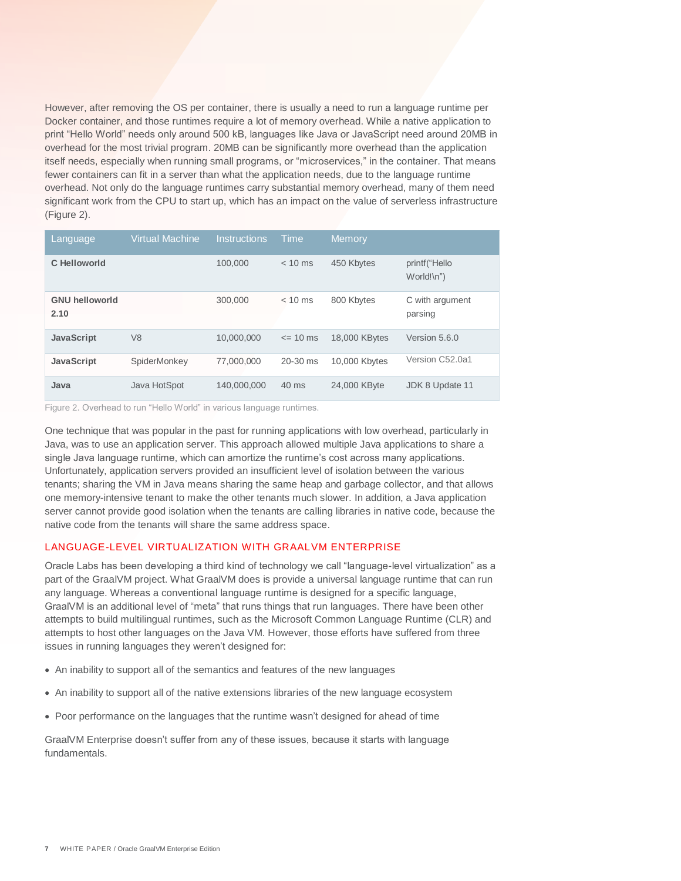However, after removing the OS per container, there is usually a need to run a language runtime per Docker container, and those runtimes require a lot of memory overhead. While a native application to print "Hello World" needs only around 500 kB, languages like Java or JavaScript need around 20MB in overhead for the most trivial program. 20MB can be significantly more overhead than the application itself needs, especially when running small programs, or "microservices," in the container. That means fewer containers can fit in a server than what the application needs, due to the language runtime overhead. Not only do the language runtimes carry substantial memory overhead, many of them need significant work from the CPU to start up, which has an impact on the value of serverless infrastructure (Figure 2).

| Language | Virtual Machine | Instructions | Time | Memory | |
|---|---|---|---|---|---|
| **C Helloworld** | | 100,000 | < 10 ms | 450 Kbytes | printf("Hello World!\n") |
| **GNU helloworld 2.10** | | 300,000 | < 10 ms | 800 Kbytes | C with argument parsing |
| **JavaScript** | V8 | 10,000,000 | <= 10 ms | 18,000 KBytes | Version 5.6.0 |
| **JavaScript** | SpiderMonkey | 77,000,000 | 20-30 ms | 10,000 Kbytes | Version C52.0a1 |
| **Java** | Java HotSpot | 140,000,000 | 40 ms | 24,000 KByte | JDK 8 Update 11 |

Figure 2. Overhead to run "Hello World" in various language runtimes.

One technique that was popular in the past for running applications with low overhead, particularly in Java, was to use an application server. This approach allowed multiple Java applications to share a single Java language runtime, which can amortize the runtime's cost across many applications. Unfortunately, application servers provided an insufficient level of isolation between the various tenants; sharing the VM in Java means sharing the same heap and garbage collector, and that allows one memory-intensive tenant to make the other tenants much slower. In addition, a Java application server cannot provide good isolation when the tenants are calling libraries in native code, because the native code from the tenants will share the same address space.

## LANGUAGE-LEVEL VIRTUALIZATION WITH GRAALVM ENTERPRISE

Oracle Labs has been developing a third kind of technology we call "language-level virtualization" as a part of the GraalVM project. What GraalVM does is provide a universal language runtime that can run any language. Whereas a conventional language runtime is designed for a specific language, GraalVM is an additional level of "meta" that runs things that run languages. There have been other attempts to build multilingual runtimes, such as the Microsoft Common Language Runtime (CLR) and attempts to host other languages on the Java VM. However, those efforts have suffered from three issues in running languages they weren't designed for:

- An inability to support all of the semantics and features of the new languages
- An inability to support all of the native extensions libraries of the new language ecosystem
- Poor performance on the languages that the runtime wasn't designed for ahead of time

GraalVM Enterprise doesn't suffer from any of these issues, because it starts with language fundamentals.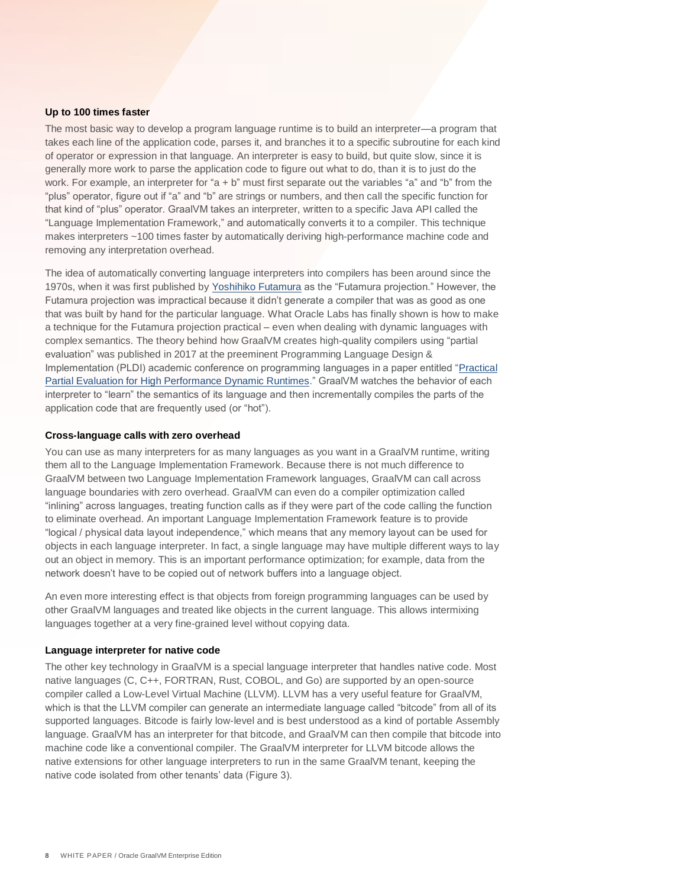### Up to 100 times faster

The most basic way to develop a program language runtime is to build an interpreter—a program that takes each line of the application code, parses it, and branches it to a specific subroutine for each kind of operator or expression in that language. An interpreter is easy to build, but quite slow, since it is generally more work to parse the application code to figure out what to do, than it is to just do the work. For example, an interpreter for "a + b" must first separate out the variables "a" and "b" from the "plus" operator, figure out if "a" and "b" are strings or numbers, and then call the specific function for that kind of "plus" operator. GraalVM takes an interpreter, written to a specific Java API called the "Language Implementation Framework," and automatically converts it to a compiler. This technique makes interpreters ~100 times faster by automatically deriving high-performance machine code and removing any interpretation overhead.

The idea of automatically converting language interpreters into compilers has been around since the 1970s, when it was first published by Yoshihiko Futamura as the "Futamura projection." However, the Futamura projection was impractical because it didn't generate a compiler that was as good as one that was built by hand for the particular language. What Oracle Labs has finally shown is how to make a technique for the Futamura projection practical – even when dealing with dynamic languages with complex semantics. The theory behind how GraalVM creates high-quality compilers using "partial evaluation" was published in 2017 at the preeminent Programming Language Design & Implementation (PLDI) academic conference on programming languages in a paper entitled "Practical Partial Evaluation for High Performance Dynamic Runtimes." GraalVM watches the behavior of each interpreter to "learn" the semantics of its language and then incrementally compiles the parts of the application code that are frequently used (or "hot").

### Cross-language calls with zero overhead

You can use as many interpreters for as many languages as you want in a GraalVM runtime, writing them all to the Language Implementation Framework. Because there is not much difference to GraalVM between two Language Implementation Framework languages, GraalVM can call across language boundaries with zero overhead. GraalVM can even do a compiler optimization called "inlining" across languages, treating function calls as if they were part of the code calling the function to eliminate overhead. An important Language Implementation Framework feature is to provide "logical / physical data layout independence," which means that any memory layout can be used for objects in each language interpreter. In fact, a single language may have multiple different ways to lay out an object in memory. This is an important performance optimization; for example, data from the network doesn't have to be copied out of network buffers into a language object.

An even more interesting effect is that objects from foreign programming languages can be used by other GraalVM languages and treated like objects in the current language. This allows intermixing languages together at a very fine-grained level without copying data.

### Language interpreter for native code

The other key technology in GraalVM is a special language interpreter that handles native code. Most native languages (C, C++, FORTRAN, Rust, COBOL, and Go) are supported by an open-source compiler called a Low-Level Virtual Machine (LLVM). LLVM has a very useful feature for GraalVM, which is that the LLVM compiler can generate an intermediate language called "bitcode" from all of its supported languages. Bitcode is fairly low-level and is best understood as a kind of portable Assembly language. GraalVM has an interpreter for that bitcode, and GraalVM can then compile that bitcode into machine code like a conventional compiler. The GraalVM interpreter for LLVM bitcode allows the native extensions for other language interpreters to run in the same GraalVM tenant, keeping the native code isolated from other tenants' data (Figure 3).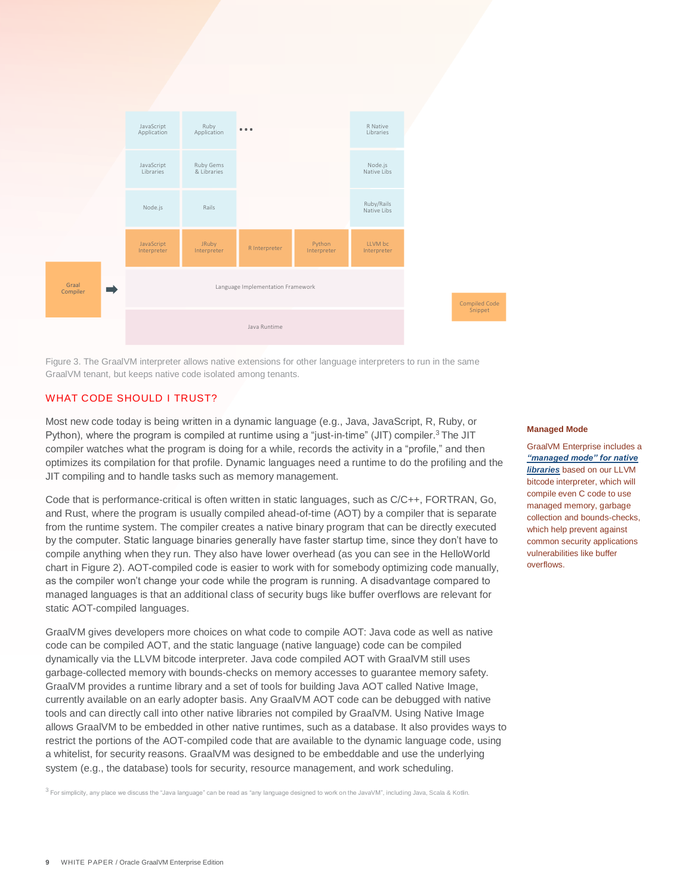JavaScript Application | Ruby Application | ... | R Native Libraries

JavaScript Libraries | Ruby Gems & Libraries | Node.js Native Libs

Node.js | Rails | Ruby/Rails Native Libs

JavaScript Interpreter | JRuby Interpreter | R Interpreter | Python Interpreter | LLVM bc Interpreter

Graal Compiler → Language Implementation Framework

Java Runtime

Compiled Code Snippet

Figure 3. The GraalVM interpreter allows native extensions for other language interpreters to run in the same GraalVM tenant, but keeps native code isolated among tenants.

## WHAT CODE SHOULD I TRUST?

Most new code today is being written in a dynamic language (e.g., Java, JavaScript, R, Ruby, or Python), where the program is compiled at runtime using a "just-in-time" (JIT) compiler.[3] The JIT compiler watches what the program is doing for a while, records the activity in a "profile," and then optimizes its compilation for that profile. Dynamic languages need a runtime to do the profiling and the JIT compiling and to handle tasks such as memory management.

Code that is performance-critical is often written in static languages, such as C/C++, FORTRAN, Go, and Rust, where the program is usually compiled ahead-of-time (AOT) by a compiler that is separate from the runtime system. The compiler creates a native binary program that can be directly executed by the computer. Static language binaries generally have faster startup time, since they don't have to compile anything when they run. They also have lower overhead (as you can see in the HelloWorld chart in Figure 2). AOT-compiled code is easier to work with for somebody optimizing code manually, as the compiler won't change your code while the program is running. A disadvantage compared to managed languages is that an additional class of security bugs like buffer overflows are relevant for static AOT-compiled languages.

GraalVM gives developers more choices on what code to compile AOT: Java code as well as native code can be compiled AOT, and the static language (native language) code can be compiled dynamically via the LLVM bitcode interpreter. Java code compiled AOT with GraalVM still uses garbage-collected memory with bounds-checks on memory accesses to guarantee memory safety. GraalVM provides a runtime library and a set of tools for building Java AOT called Native Image, currently available on an early adopter basis. Any GraalVM AOT code can be debugged with native tools and can directly call into other native libraries not compiled by GraalVM. Using Native Image allows GraalVM to be embedded in other native runtimes, such as a database. It also provides ways to restrict the portions of the AOT-compiled code that are available to the dynamic language code, using a whitelist, for security reasons. GraalVM was designed to be embeddable and use the underlying system (e.g., the database) tools for security, resource management, and work scheduling.

**Managed Mode**

GraalVM Enterprise includes a ***"managed mode" for native libraries*** based on our LLVM bitcode interpreter, which will compile even C code to use managed memory, garbage collection and bounds-checks, which help prevent against common security applications vulnerabilities like buffer overflows.

[3] For simplicity, any place we discuss the "Java language" can be read as "any language designed to work on the JavaVM", including Java, Scala & Kotlin.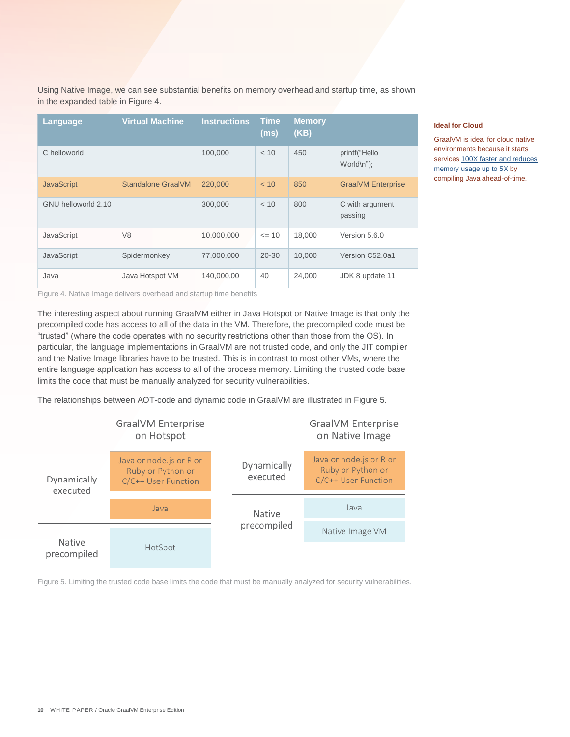Using Native Image, we can see substantial benefits on memory overhead and startup time, as shown in the expanded table in Figure 4.

| Language | Virtual Machine | Instructions | Time (ms) | Memory (KB) | |
|---|---|---|---|---|---|
| C helloworld | | 100,000 | < 10 | 450 | printf("Hello World\n"); |
| JavaScript | Standalone GraalVM | 220,000 | < 10 | 850 | GraalVM Enterprise |
| GNU helloworld 2.10 | | 300,000 | < 10 | 800 | C with argument passing |
| JavaScript | V8 | 10,000,000 | <= 10 | 18,000 | Version 5.6.0 |
| JavaScript | Spidermonkey | 77,000,000 | 20-30 | 10,000 | Version C52.0a1 |
| Java | Java Hotspot VM | 140,000,00 | 40 | 24,000 | JDK 8 update 11 |

Figure 4. Native Image delivers overhead and startup time benefits

**Ideal for Cloud**

GraalVM is ideal for cloud native environments because it starts services 100X faster and reduces memory usage up to 5X by compiling Java ahead-of-time.

The interesting aspect about running GraalVM either in Java Hotspot or Native Image is that only the precompiled code has access to all of the data in the VM. Therefore, the precompiled code must be "trusted" (where the code operates with no security restrictions other than those from the OS). In particular, the language implementations in GraalVM are not trusted code, and only the JIT compiler and the Native Image libraries have to be trusted. This is in contrast to most other VMs, where the entire language application has access to all of the process memory. Limiting the trusted code base limits the code that must be manually analyzed for security vulnerabilities.

The relationships between AOT-code and dynamic code in GraalVM are illustrated in Figure 5.

| | GraalVM Enterprise on Hotspot |
|---|---|
| Dynamically executed | Java or node.js or R or Ruby or Python or C/C++ User Function |
| | Java |
| Native precompiled | HotSpot |

| | GraalVM Enterprise on Native Image |
|---|---|
| Dynamically executed | Java or node.js or R or Ruby or Python or C/C++ User Function |
| Native precompiled | Java |
| | Native Image VM |

Figure 5. Limiting the trusted code base limits the code that must be manually analyzed for security vulnerabilities.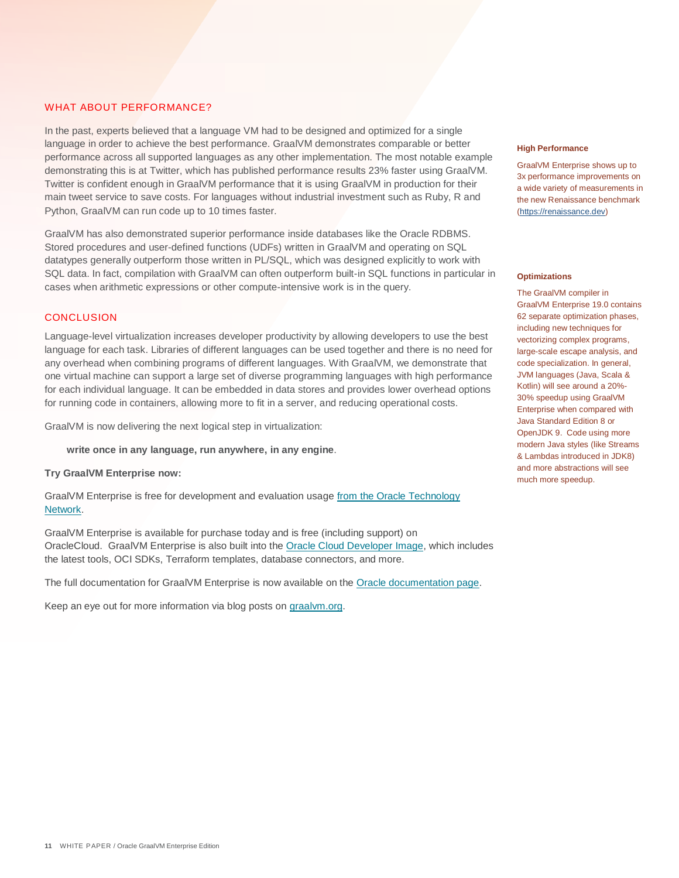## WHAT ABOUT PERFORMANCE?

In the past, experts believed that a language VM had to be designed and optimized for a single language in order to achieve the best performance. GraalVM demonstrates comparable or better performance across all supported languages as any other implementation. The most notable example demonstrating this is at Twitter, which has published performance results 23% faster using GraalVM. Twitter is confident enough in GraalVM performance that it is using GraalVM in production for their main tweet service to save costs. For languages without industrial investment such as Ruby, R and Python, GraalVM can run code up to 10 times faster.

**High Performance**

GraalVM Enterprise shows up to 3x performance improvements on a wide variety of measurements in the new Renaissance benchmark (https://renaissance.dev)

GraalVM has also demonstrated superior performance inside databases like the Oracle RDBMS. Stored procedures and user-defined functions (UDFs) written in GraalVM and operating on SQL datatypes generally outperform those written in PL/SQL, which was designed explicitly to work with SQL data. In fact, compilation with GraalVM can often outperform built-in SQL functions in particular in cases when arithmetic expressions or other compute-intensive work is in the query.

**Optimizations**

The GraalVM compiler in GraalVM Enterprise 19.0 contains 62 separate optimization phases, including new techniques for vectorizing complex programs, large-scale escape analysis, and code specialization. In general, JVM languages (Java, Scala & Kotlin) will see around a 20%-30% speedup using GraalVM Enterprise when compared with Java Standard Edition 8 or OpenJDK 9. Code using more modern Java styles (like Streams & Lambdas introduced in JDK8) and more abstractions will see much more speedup.

## CONCLUSION

Language-level virtualization increases developer productivity by allowing developers to use the best language for each task. Libraries of different languages can be used together and there is no need for any overhead when combining programs of different languages. With GraalVM, we demonstrate that one virtual machine can support a large set of diverse programming languages with high performance for each individual language. It can be embedded in data stores and provides lower overhead options for running code in containers, allowing more to fit in a server, and reducing operational costs.

GraalVM is now delivering the next logical step in virtualization:

> **write once in any language, run anywhere, in any engine**.

**Try GraalVM Enterprise now:**

GraalVM Enterprise is free for development and evaluation usage from the Oracle Technology Network.

GraalVM Enterprise is available for purchase today and is free (including support) on OracleCloud. GraalVM Enterprise is also built into the Oracle Cloud Developer Image, which includes the latest tools, OCI SDKs, Terraform templates, database connectors, and more.

The full documentation for GraalVM Enterprise is now available on the Oracle documentation page.

Keep an eye out for more information via blog posts on graalvm.org.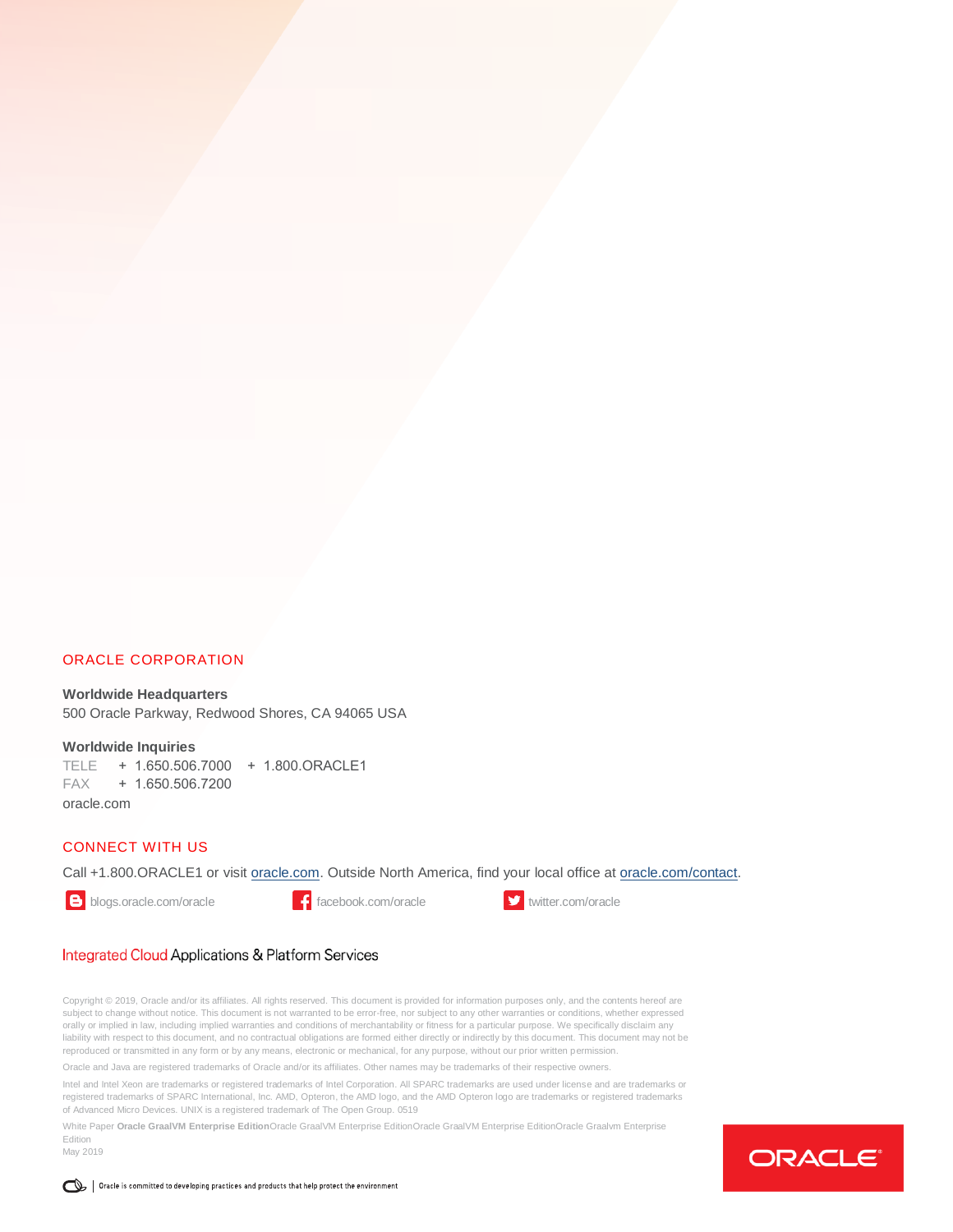## ORACLE CORPORATION

**Worldwide Headquarters**
500 Oracle Parkway, Redwood Shores, CA 94065 USA

**Worldwide Inquiries**
TELE + 1.650.506.7000 + 1.800.ORACLE1
FAX + 1.650.506.7200
oracle.com

## CONNECT WITH US

Call +1.800.ORACLE1 or visit oracle.com. Outside North America, find your local office at oracle.com/contact.

blogs.oracle.com/oracle facebook.com/oracle twitter.com/oracle

Integrated Cloud Applications & Platform Services

Copyright © 2019, Oracle and/or its affiliates. All rights reserved. This document is provided for information purposes only, and the contents hereof are subject to change without notice. This document is not warranted to be error-free, nor subject to any other warranties or conditions, whether expressed orally or implied in law, including implied warranties and conditions of merchantability or fitness for a particular purpose. We specifically disclaim any liability with respect to this document, and no contractual obligations are formed either directly or indirectly by this document. This document may not be reproduced or transmitted in any form or by any means, electronic or mechanical, for any purpose, without our prior written permission.

Oracle and Java are registered trademarks of Oracle and/or its affiliates. Other names may be trademarks of their respective owners.

Intel and Intel Xeon are trademarks or registered trademarks of Intel Corporation. All SPARC trademarks are used under license and are trademarks or registered trademarks of SPARC International, Inc. AMD, Opteron, the AMD logo, and the AMD Opteron logo are trademarks or registered trademarks of Advanced Micro Devices. UNIX is a registered trademark of The Open Group. 0519

White Paper **Oracle GraalVM Enterprise Edition**Oracle GraalVM Enterprise EditionOracle GraalVM Enterprise EditionOracle Graalvm Enterprise Edition
May 2019

Oracle is committed to developing practices and products that help protect the environment